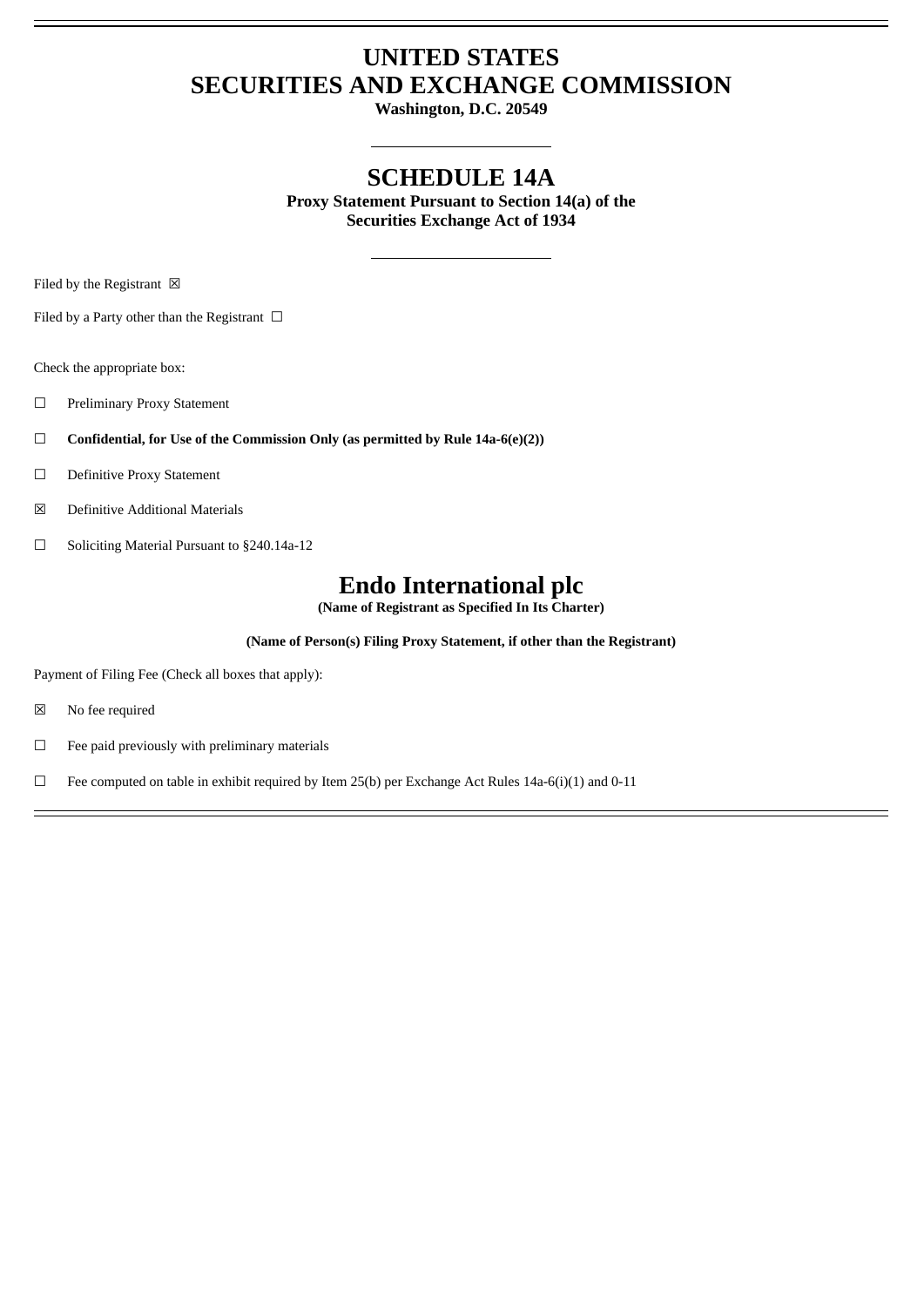# UNITED STATES
# SECURITIES AND EXCHANGE COMMISSION

**Washington, D.C. 20549**

## SCHEDULE 14A

**Proxy Statement Pursuant to Section 14(a) of the Securities Exchange Act of 1934**

Filed by the Registrant ☒

Filed by a Party other than the Registrant ☐

Check the appropriate box:

☐ Preliminary Proxy Statement

☐ **Confidential, for Use of the Commission Only (as permitted by Rule 14a-6(e)(2))**

☐ Definitive Proxy Statement

☒ Definitive Additional Materials

☐ Soliciting Material Pursuant to §240.14a-12

# Endo International plc

**(Name of Registrant as Specified In Its Charter)**

**(Name of Person(s) Filing Proxy Statement, if other than the Registrant)**

Payment of Filing Fee (Check all boxes that apply):

☒ No fee required

☐ Fee paid previously with preliminary materials

☐ Fee computed on table in exhibit required by Item 25(b) per Exchange Act Rules 14a-6(i)(1) and 0-11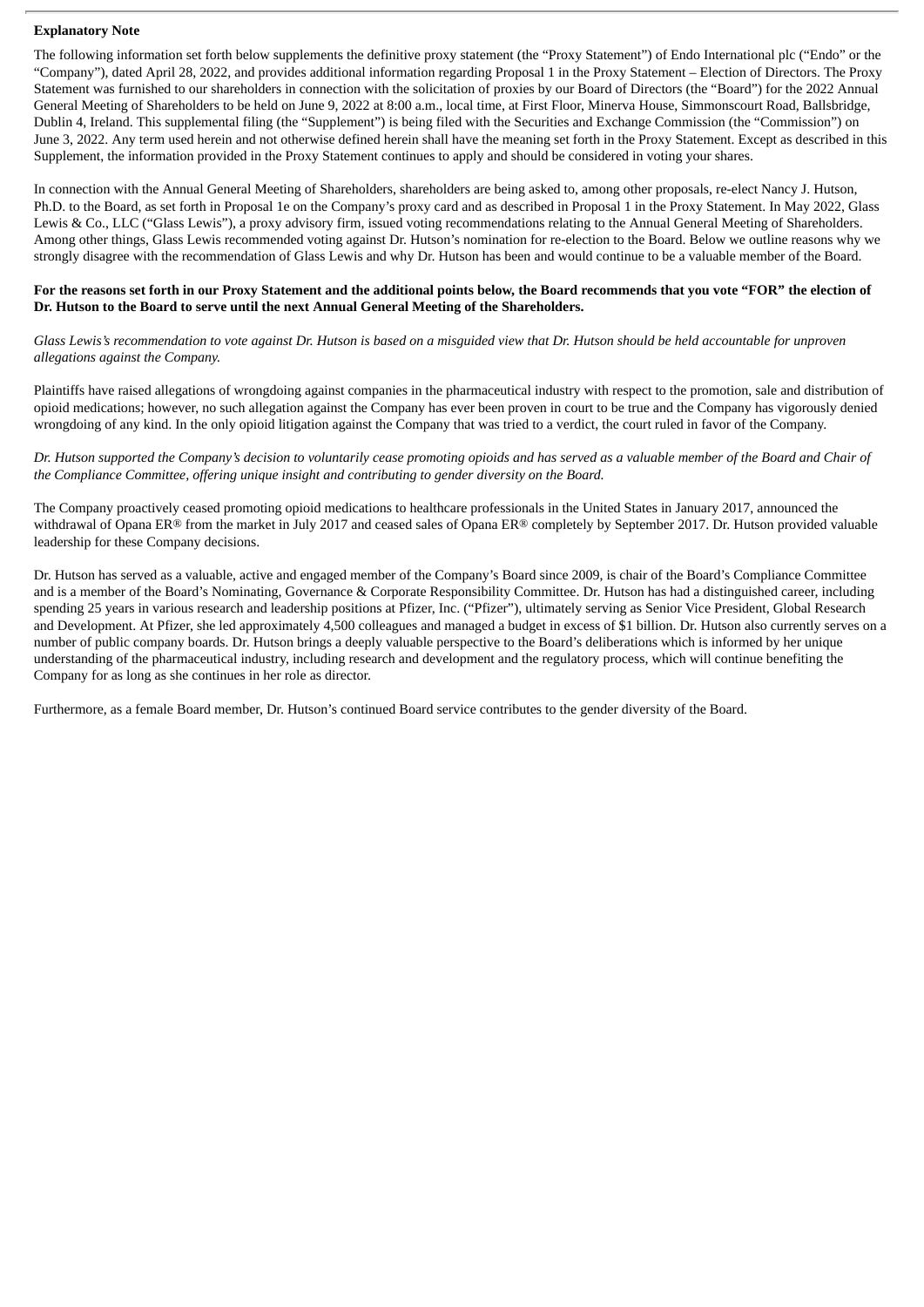**Explanatory Note**

The following information set forth below supplements the definitive proxy statement (the "Proxy Statement") of Endo International plc ("Endo" or the "Company"), dated April 28, 2022, and provides additional information regarding Proposal 1 in the Proxy Statement – Election of Directors. The Proxy Statement was furnished to our shareholders in connection with the solicitation of proxies by our Board of Directors (the "Board") for the 2022 Annual General Meeting of Shareholders to be held on June 9, 2022 at 8:00 a.m., local time, at First Floor, Minerva House, Simmonscourt Road, Ballsbridge, Dublin 4, Ireland. This supplemental filing (the "Supplement") is being filed with the Securities and Exchange Commission (the "Commission") on June 3, 2022. Any term used herein and not otherwise defined herein shall have the meaning set forth in the Proxy Statement. Except as described in this Supplement, the information provided in the Proxy Statement continues to apply and should be considered in voting your shares.

In connection with the Annual General Meeting of Shareholders, shareholders are being asked to, among other proposals, re-elect Nancy J. Hutson, Ph.D. to the Board, as set forth in Proposal 1e on the Company's proxy card and as described in Proposal 1 in the Proxy Statement. In May 2022, Glass Lewis & Co., LLC ("Glass Lewis"), a proxy advisory firm, issued voting recommendations relating to the Annual General Meeting of Shareholders. Among other things, Glass Lewis recommended voting against Dr. Hutson's nomination for re-election to the Board. Below we outline reasons why we strongly disagree with the recommendation of Glass Lewis and why Dr. Hutson has been and would continue to be a valuable member of the Board.

**For the reasons set forth in our Proxy Statement and the additional points below, the Board recommends that you vote "FOR" the election of Dr. Hutson to the Board to serve until the next Annual General Meeting of the Shareholders.**

*Glass Lewis's recommendation to vote against Dr. Hutson is based on a misguided view that Dr. Hutson should be held accountable for unproven allegations against the Company.*

Plaintiffs have raised allegations of wrongdoing against companies in the pharmaceutical industry with respect to the promotion, sale and distribution of opioid medications; however, no such allegation against the Company has ever been proven in court to be true and the Company has vigorously denied wrongdoing of any kind. In the only opioid litigation against the Company that was tried to a verdict, the court ruled in favor of the Company.

*Dr. Hutson supported the Company's decision to voluntarily cease promoting opioids and has served as a valuable member of the Board and Chair of the Compliance Committee, offering unique insight and contributing to gender diversity on the Board.*

The Company proactively ceased promoting opioid medications to healthcare professionals in the United States in January 2017, announced the withdrawal of Opana ER® from the market in July 2017 and ceased sales of Opana ER® completely by September 2017. Dr. Hutson provided valuable leadership for these Company decisions.

Dr. Hutson has served as a valuable, active and engaged member of the Company's Board since 2009, is chair of the Board's Compliance Committee and is a member of the Board's Nominating, Governance & Corporate Responsibility Committee. Dr. Hutson has had a distinguished career, including spending 25 years in various research and leadership positions at Pfizer, Inc. ("Pfizer"), ultimately serving as Senior Vice President, Global Research and Development. At Pfizer, she led approximately 4,500 colleagues and managed a budget in excess of $1 billion. Dr. Hutson also currently serves on a number of public company boards. Dr. Hutson brings a deeply valuable perspective to the Board's deliberations which is informed by her unique understanding of the pharmaceutical industry, including research and development and the regulatory process, which will continue benefiting the Company for as long as she continues in her role as director.

Furthermore, as a female Board member, Dr. Hutson's continued Board service contributes to the gender diversity of the Board.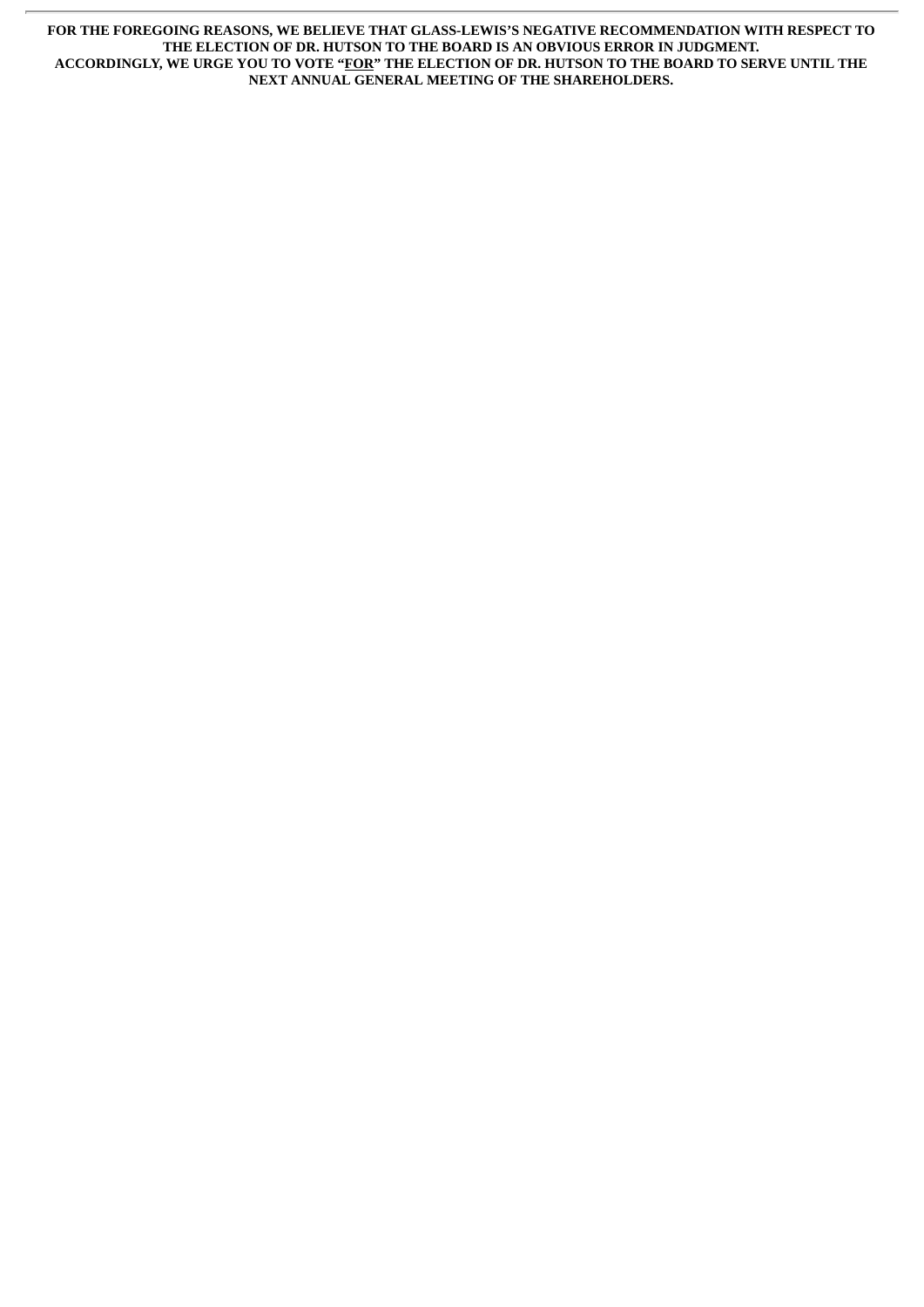**FOR THE FOREGOING REASONS, WE BELIEVE THAT GLASS-LEWIS'S NEGATIVE RECOMMENDATION WITH RESPECT TO THE ELECTION OF DR. HUTSON TO THE BOARD IS AN OBVIOUS ERROR IN JUDGMENT. ACCORDINGLY, WE URGE YOU TO VOTE "<u>FOR</u>" THE ELECTION OF DR. HUTSON TO THE BOARD TO SERVE UNTIL THE NEXT ANNUAL GENERAL MEETING OF THE SHAREHOLDERS.**